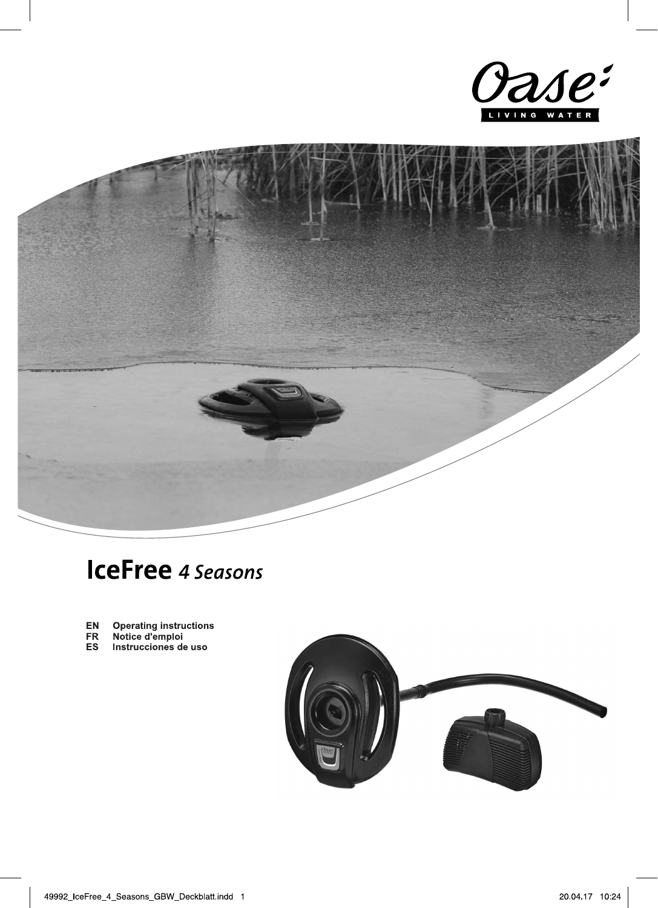Oase LIVING WATER

# IceFree *4 Seasons*

- **EN** **Operating instructions**
- **FR** **Notice d'emploi**
- **ES** **Instrucciones de uso**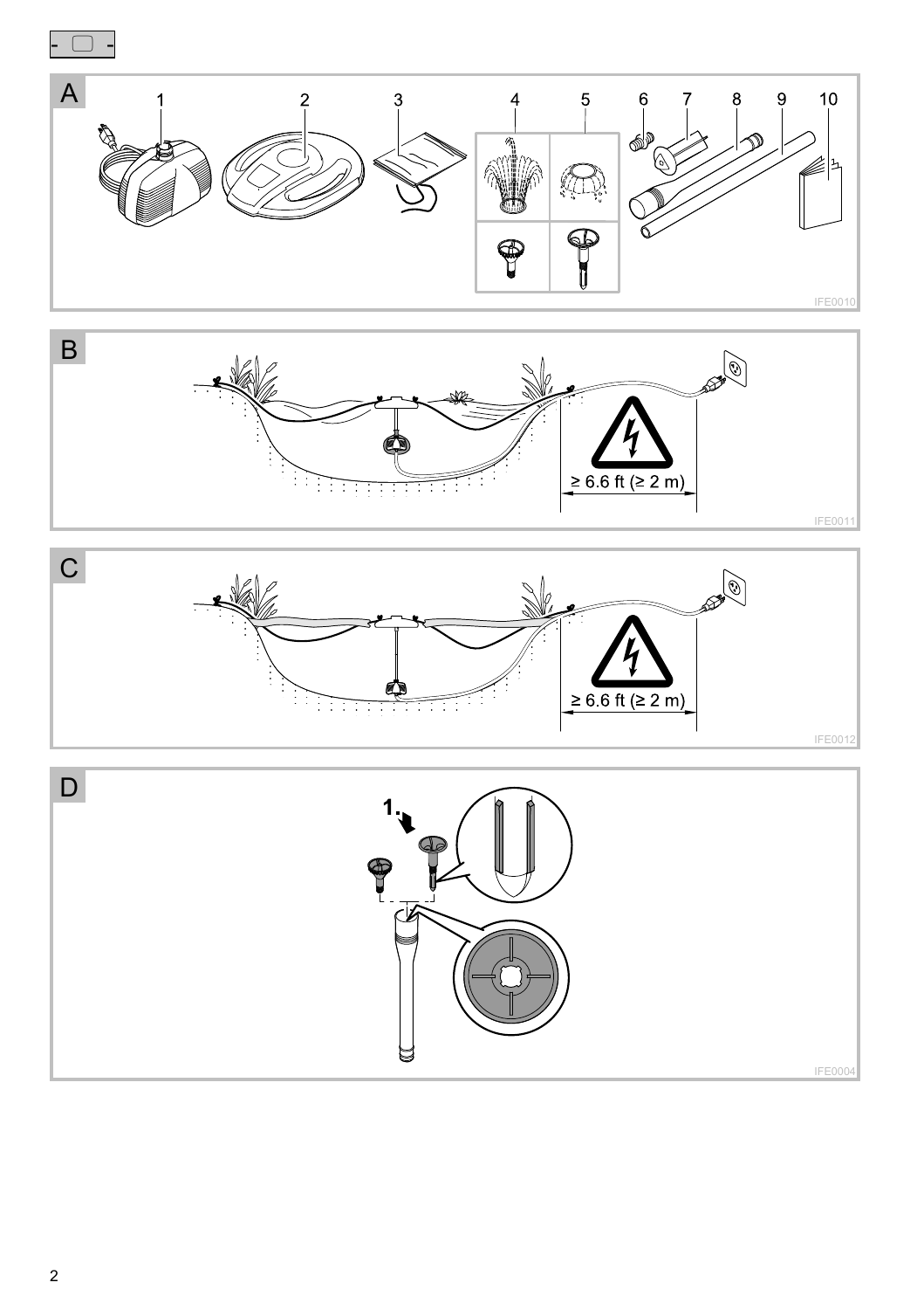A

1 2 3 4 5 6 7 8 9 10

IFE0010

B

≥ 6.6 ft (≥ 2 m)

IFE0011

C

≥ 6.6 ft (≥ 2 m)

IFE0012

D

1.

IFE0004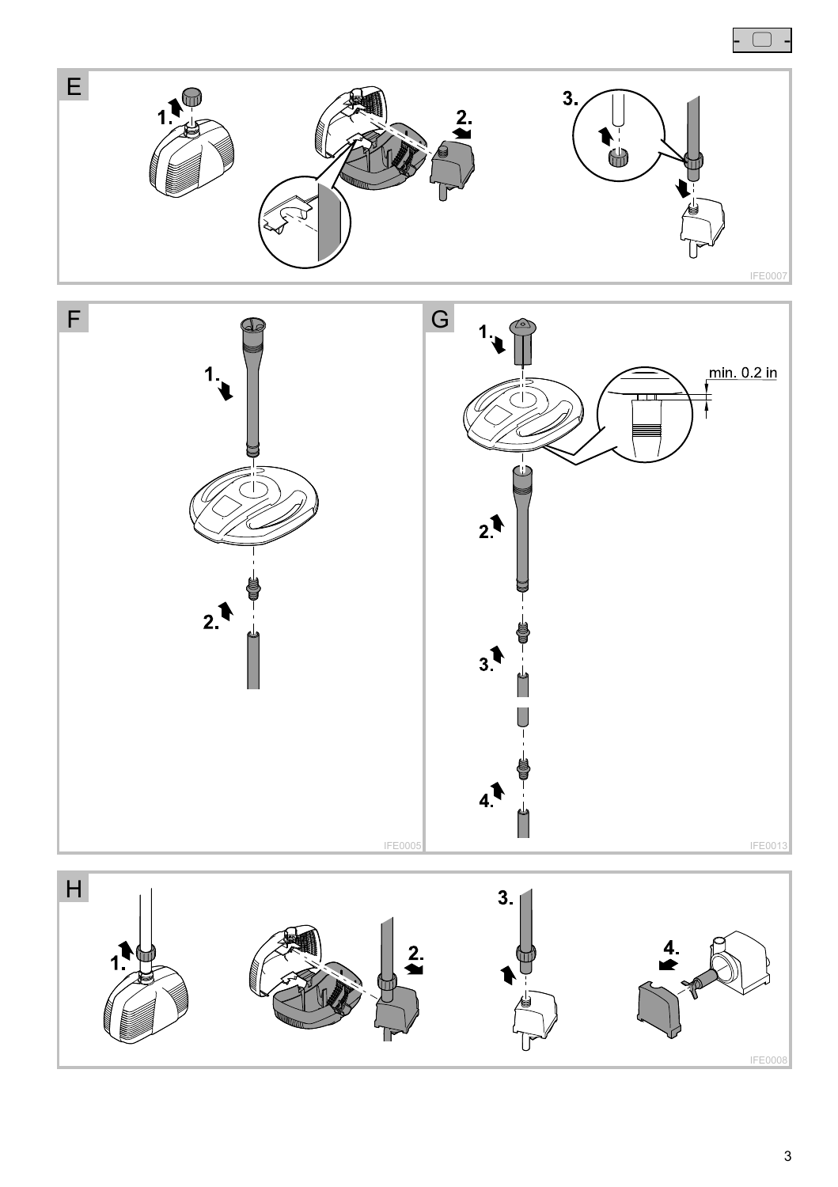E

1.

2.

3.

IFE0007

F

1.

2.

IFE0005

G

1.

min. 0.2 in

2.

3.

4.

IFE0013

H

1.

2.

3.

4.

IFE0008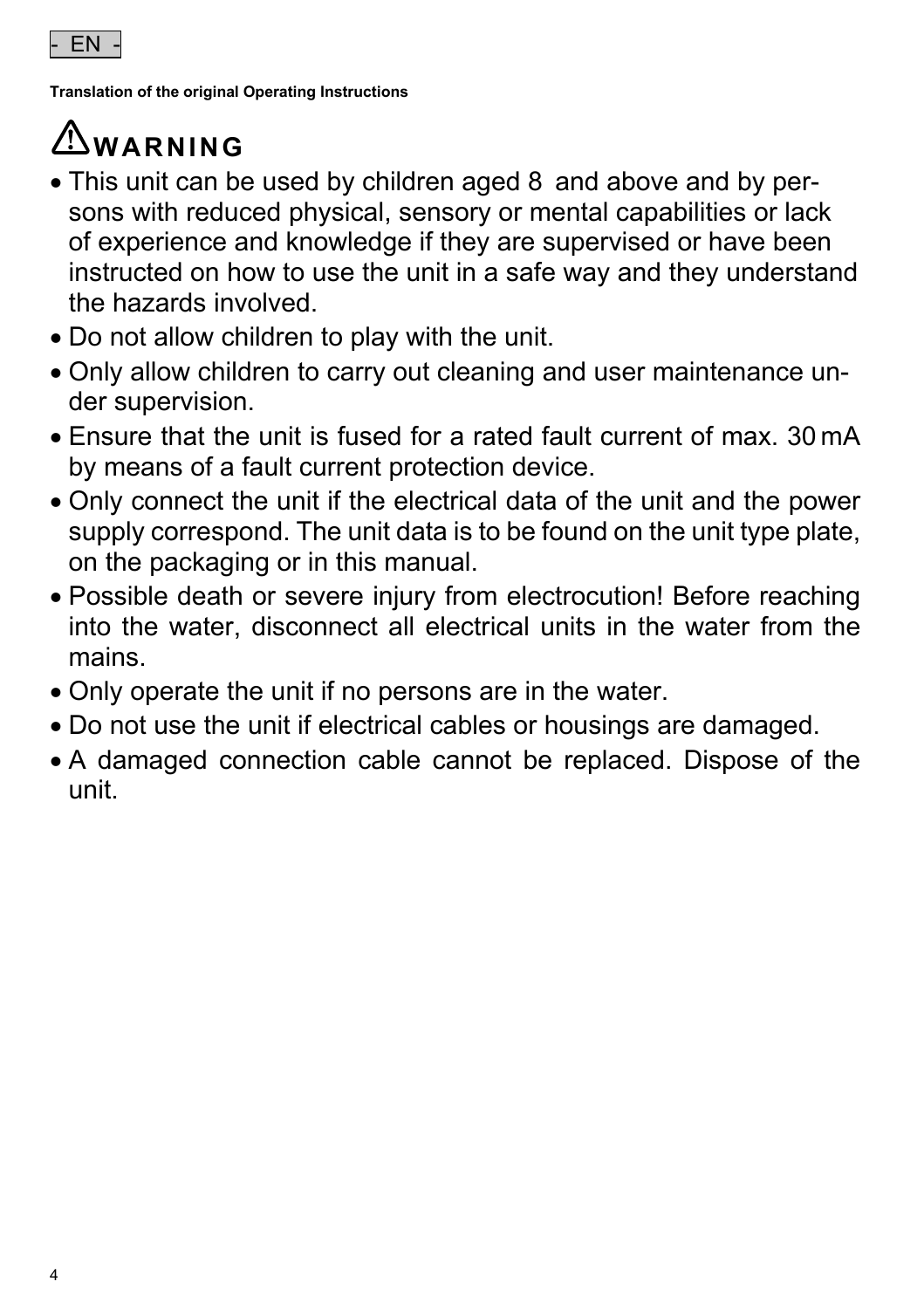- EN -

**Translation of the original Operating Instructions**

# ⚠WARNING

- This unit can be used by children aged 8 and above and by persons with reduced physical, sensory or mental capabilities or lack of experience and knowledge if they are supervised or have been instructed on how to use the unit in a safe way and they understand the hazards involved.
- Do not allow children to play with the unit.
- Only allow children to carry out cleaning and user maintenance under supervision.
- Ensure that the unit is fused for a rated fault current of max. 30 mA by means of a fault current protection device.
- Only connect the unit if the electrical data of the unit and the power supply correspond. The unit data is to be found on the unit type plate, on the packaging or in this manual.
- Possible death or severe injury from electrocution! Before reaching into the water, disconnect all electrical units in the water from the mains.
- Only operate the unit if no persons are in the water.
- Do not use the unit if electrical cables or housings are damaged.
- A damaged connection cable cannot be replaced. Dispose of the unit.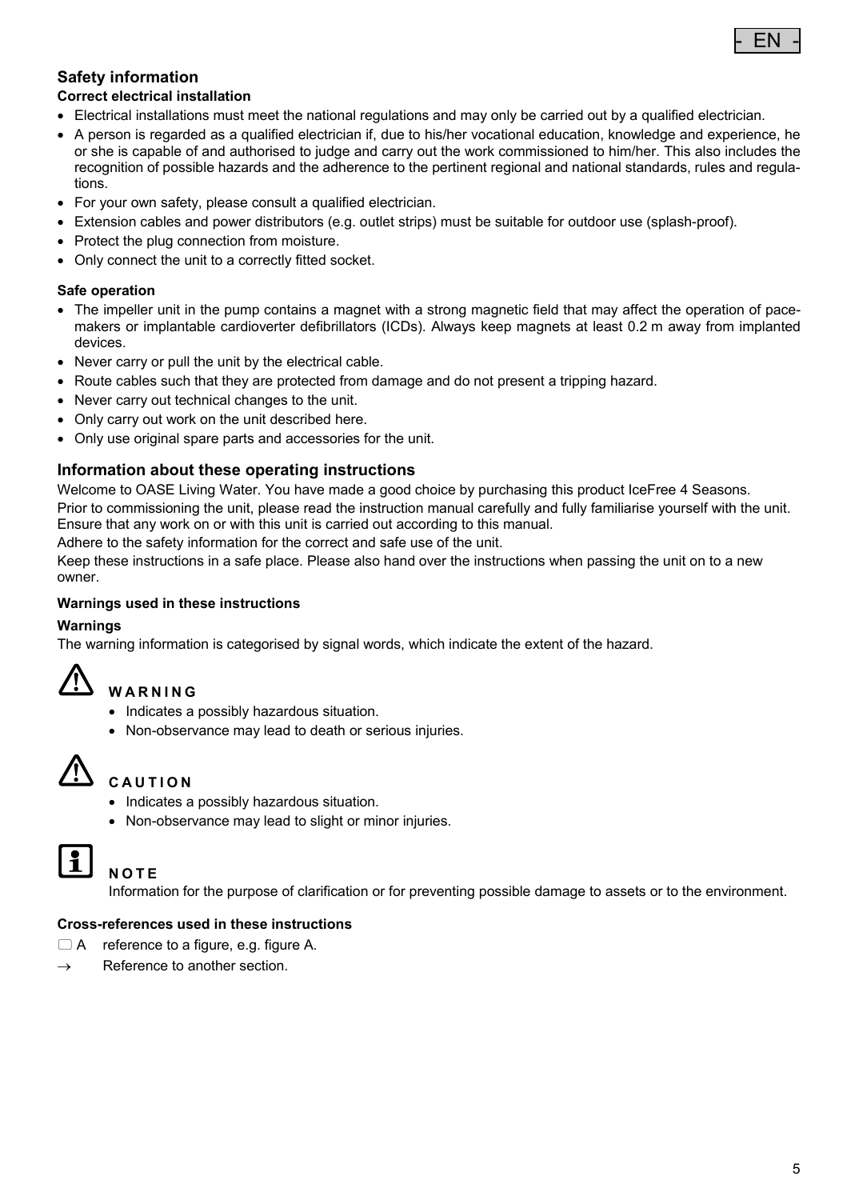## Safety information

### Correct electrical installation

- Electrical installations must meet the national regulations and may only be carried out by a qualified electrician.
- A person is regarded as a qualified electrician if, due to his/her vocational education, knowledge and experience, he or she is capable of and authorised to judge and carry out the work commissioned to him/her. This also includes the recognition of possible hazards and the adherence to the pertinent regional and national standards, rules and regulations.
- For your own safety, please consult a qualified electrician.
- Extension cables and power distributors (e.g. outlet strips) must be suitable for outdoor use (splash-proof).
- Protect the plug connection from moisture.
- Only connect the unit to a correctly fitted socket.

### Safe operation

- The impeller unit in the pump contains a magnet with a strong magnetic field that may affect the operation of pacemakers or implantable cardioverter defibrillators (ICDs). Always keep magnets at least 0.2 m away from implanted devices.
- Never carry or pull the unit by the electrical cable.
- Route cables such that they are protected from damage and do not present a tripping hazard.
- Never carry out technical changes to the unit.
- Only carry out work on the unit described here.
- Only use original spare parts and accessories for the unit.

## Information about these operating instructions

Welcome to OASE Living Water. You have made a good choice by purchasing this product IceFree 4 Seasons.

Prior to commissioning the unit, please read the instruction manual carefully and fully familiarise yourself with the unit. Ensure that any work on or with this unit is carried out according to this manual.

Adhere to the safety information for the correct and safe use of the unit.

Keep these instructions in a safe place. Please also hand over the instructions when passing the unit on to a new owner.

### Warnings used in these instructions

**Warnings**

The warning information is categorised by signal words, which indicate the extent of the hazard.

**WARNING**

- Indicates a possibly hazardous situation.
- Non-observance may lead to death or serious injuries.

**CAUTION**

- Indicates a possibly hazardous situation.
- Non-observance may lead to slight or minor injuries.

**NOTE**

Information for the purpose of clarification or for preventing possible damage to assets or to the environment.

### Cross-references used in these instructions

□ A reference to a figure, e.g. figure A.

→ Reference to another section.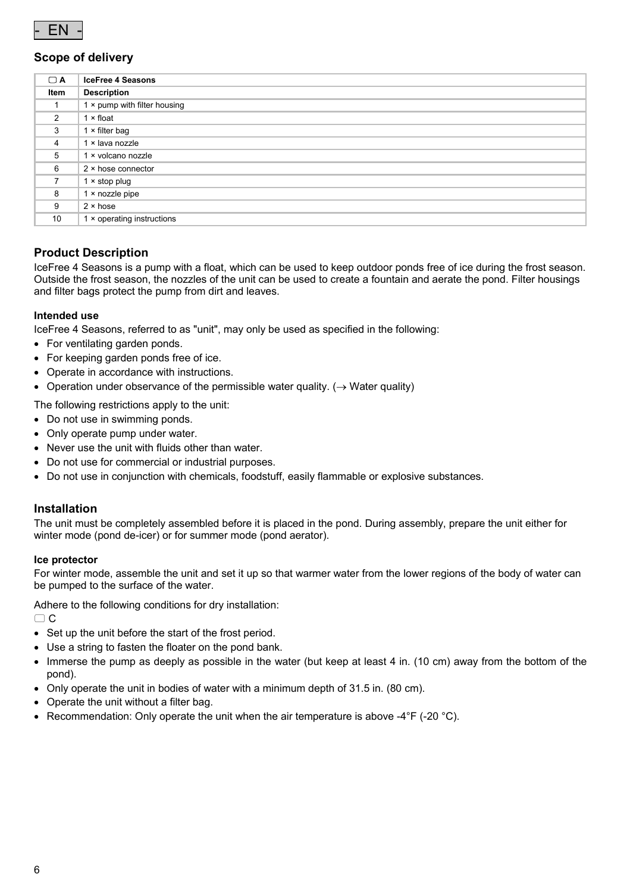- EN -

## Scope of delivery

| ▢ A | IceFree 4 Seasons |
|---|---|
| **Item** | **Description** |
| 1 | 1 × pump with filter housing |
| 2 | 1 × float |
| 3 | 1 × filter bag |
| 4 | 1 × lava nozzle |
| 5 | 1 × volcano nozzle |
| 6 | 2 × hose connector |
| 7 | 1 × stop plug |
| 8 | 1 × nozzle pipe |
| 9 | 2 × hose |
| 10 | 1 × operating instructions |

## Product Description

IceFree 4 Seasons is a pump with a float, which can be used to keep outdoor ponds free of ice during the frost season. Outside the frost season, the nozzles of the unit can be used to create a fountain and aerate the pond. Filter housings and filter bags protect the pump from dirt and leaves.

### Intended use

IceFree 4 Seasons, referred to as "unit", may only be used as specified in the following:

- For ventilating garden ponds.
- For keeping garden ponds free of ice.
- Operate in accordance with instructions.
- Operation under observance of the permissible water quality. (→ Water quality)

The following restrictions apply to the unit:

- Do not use in swimming ponds.
- Only operate pump under water.
- Never use the unit with fluids other than water.
- Do not use for commercial or industrial purposes.
- Do not use in conjunction with chemicals, foodstuff, easily flammable or explosive substances.

## Installation

The unit must be completely assembled before it is placed in the pond. During assembly, prepare the unit either for winter mode (pond de-icer) or for summer mode (pond aerator).

### Ice protector

For winter mode, assemble the unit and set it up so that warmer water from the lower regions of the body of water can be pumped to the surface of the water.

Adhere to the following conditions for dry installation:

▢ C

- Set up the unit before the start of the frost period.
- Use a string to fasten the floater on the pond bank.
- Immerse the pump as deeply as possible in the water (but keep at least 4 in. (10 cm) away from the bottom of the pond).
- Only operate the unit in bodies of water with a minimum depth of 31.5 in. (80 cm).
- Operate the unit without a filter bag.
- Recommendation: Only operate the unit when the air temperature is above -4°F (-20 °C).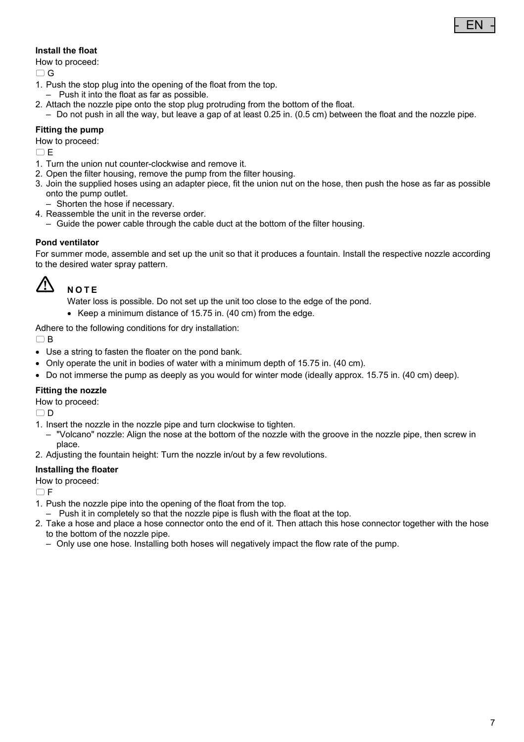**Install the float**

How to proceed:

☐ G

1. Push the stop plug into the opening of the float from the top.
   – Push it into the float as far as possible.
2. Attach the nozzle pipe onto the stop plug protruding from the bottom of the float.
   – Do not push in all the way, but leave a gap of at least 0.25 in. (0.5 cm) between the float and the nozzle pipe.

**Fitting the pump**

How to proceed:

☐ E

1. Turn the union nut counter-clockwise and remove it.
2. Open the filter housing, remove the pump from the filter housing.
3. Join the supplied hoses using an adapter piece, fit the union nut on the hose, then push the hose as far as possible onto the pump outlet.
   – Shorten the hose if necessary.
4. Reassemble the unit in the reverse order.
   – Guide the power cable through the cable duct at the bottom of the filter housing.

**Pond ventilator**

For summer mode, assemble and set up the unit so that it produces a fountain. Install the respective nozzle according to the desired water spray pattern.

⚠ **NOTE**

Water loss is possible. Do not set up the unit too close to the edge of the pond.

- Keep a minimum distance of 15.75 in. (40 cm) from the edge.

Adhere to the following conditions for dry installation:

☐ B

- Use a string to fasten the floater on the pond bank.
- Only operate the unit in bodies of water with a minimum depth of 15.75 in. (40 cm).
- Do not immerse the pump as deeply as you would for winter mode (ideally approx. 15.75 in. (40 cm) deep).

**Fitting the nozzle**

How to proceed:

☐ D

1. Insert the nozzle in the nozzle pipe and turn clockwise to tighten.
   – "Volcano" nozzle: Align the nose at the bottom of the nozzle with the groove in the nozzle pipe, then screw in place.
2. Adjusting the fountain height: Turn the nozzle in/out by a few revolutions.

**Installing the floater**

How to proceed:

☐ F

1. Push the nozzle pipe into the opening of the float from the top.
   – Push it in completely so that the nozzle pipe is flush with the float at the top.
2. Take a hose and place a hose connector onto the end of it. Then attach this hose connector together with the hose to the bottom of the nozzle pipe.
   – Only use one hose. Installing both hoses will negatively impact the flow rate of the pump.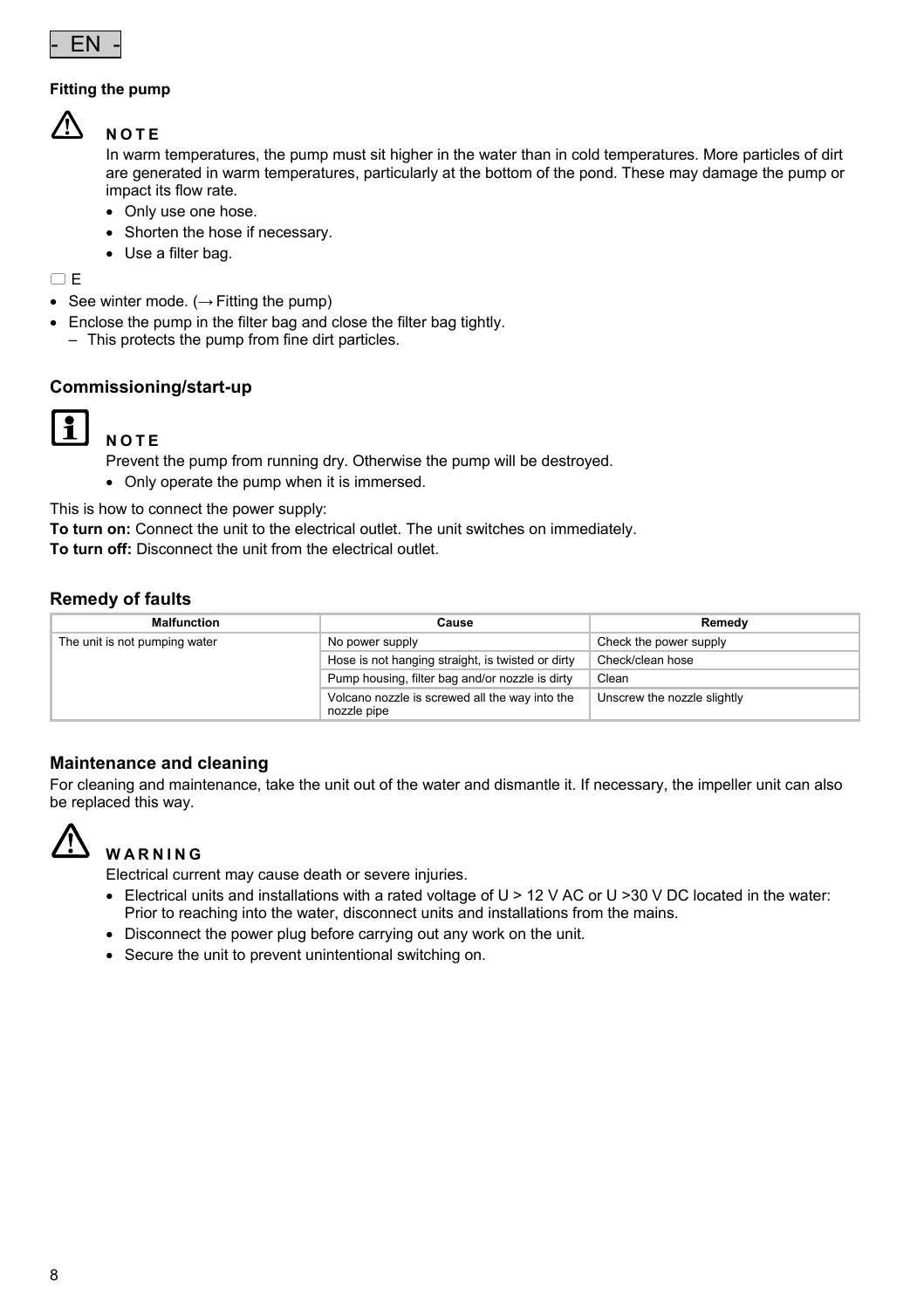**Fitting the pump**

⚠ **N O T E**

In warm temperatures, the pump must sit higher in the water than in cold temperatures. More particles of dirt are generated in warm temperatures, particularly at the bottom of the pond. These may damage the pump or impact its flow rate.

- Only use one hose.
- Shorten the hose if necessary.
- Use a filter bag.

☐ E

- See winter mode. (→ Fitting the pump)
- Enclose the pump in the filter bag and close the filter bag tightly.
  - This protects the pump from fine dirt particles.

## Commissioning/start-up

**N O T E**

Prevent the pump from running dry. Otherwise the pump will be destroyed.

- Only operate the pump when it is immersed.

This is how to connect the power supply:

**To turn on:** Connect the unit to the electrical outlet. The unit switches on immediately.

**To turn off:** Disconnect the unit from the electrical outlet.

## Remedy of faults

| Malfunction | Cause | Remedy |
|---|---|---|
| The unit is not pumping water | No power supply | Check the power supply |
| | Hose is not hanging straight, is twisted or dirty | Check/clean hose |
| | Pump housing, filter bag and/or nozzle is dirty | Clean |
| | Volcano nozzle is screwed all the way into the nozzle pipe | Unscrew the nozzle slightly |

## Maintenance and cleaning

For cleaning and maintenance, take the unit out of the water and dismantle it. If necessary, the impeller unit can also be replaced this way.

⚠ **W A R N I N G**

Electrical current may cause death or severe injuries.

- Electrical units and installations with a rated voltage of U > 12 V AC or U >30 V DC located in the water: Prior to reaching into the water, disconnect units and installations from the mains.
- Disconnect the power plug before carrying out any work on the unit.
- Secure the unit to prevent unintentional switching on.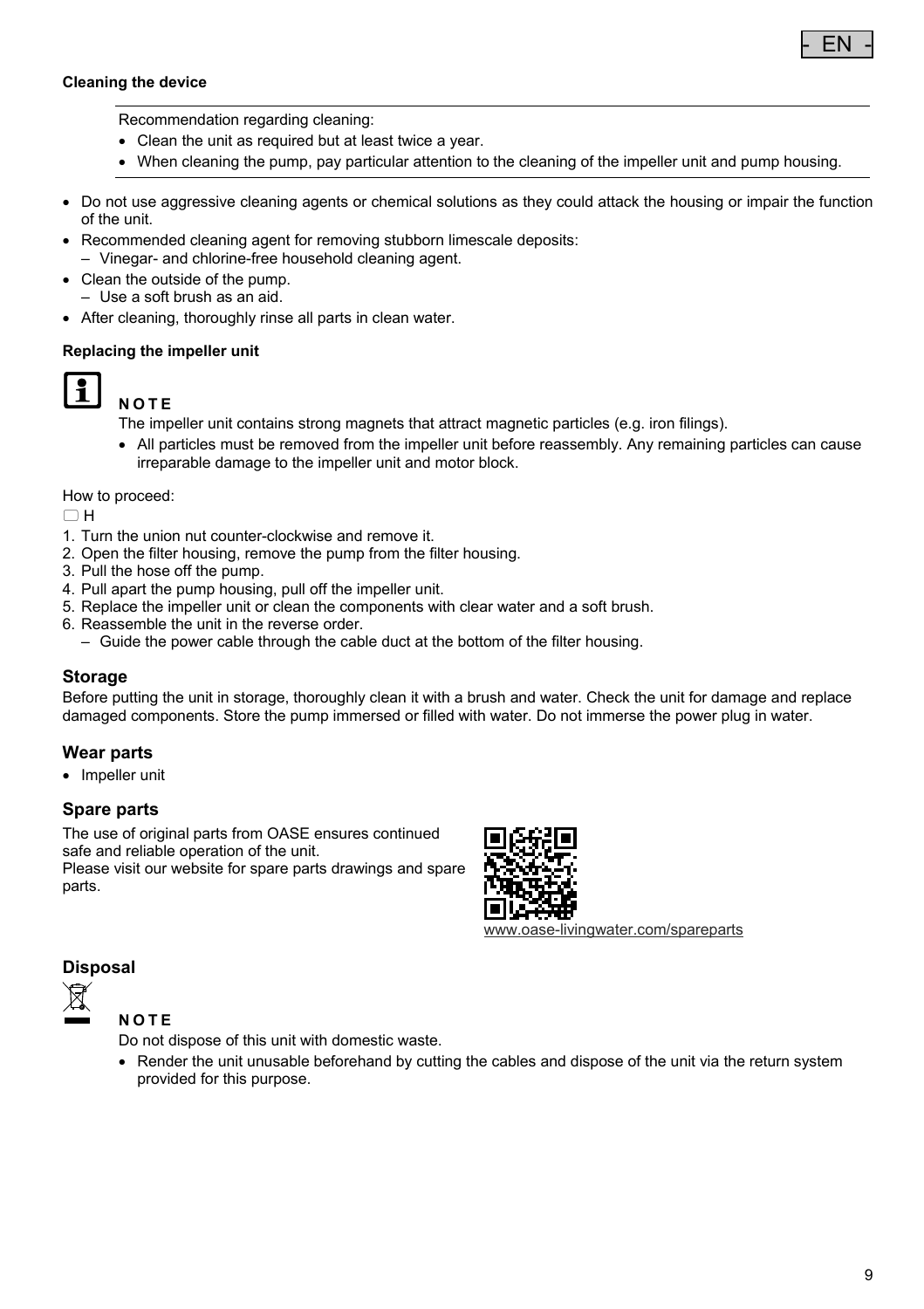#### Cleaning the device

Recommendation regarding cleaning:

- Clean the unit as required but at least twice a year.
- When cleaning the pump, pay particular attention to the cleaning of the impeller unit and pump housing.

- Do not use aggressive cleaning agents or chemical solutions as they could attack the housing or impair the function of the unit.
- Recommended cleaning agent for removing stubborn limescale deposits:
  - Vinegar- and chlorine-free household cleaning agent.
- Clean the outside of the pump.
  - Use a soft brush as an aid.
- After cleaning, thoroughly rinse all parts in clean water.

#### Replacing the impeller unit

**NOTE**

The impeller unit contains strong magnets that attract magnetic particles (e.g. iron filings).

- All particles must be removed from the impeller unit before reassembly. Any remaining particles can cause irreparable damage to the impeller unit and motor block.

How to proceed:

H

1. Turn the union nut counter-clockwise and remove it.
2. Open the filter housing, remove the pump from the filter housing.
3. Pull the hose off the pump.
4. Pull apart the pump housing, pull off the impeller unit.
5. Replace the impeller unit or clean the components with clear water and a soft brush.
6. Reassemble the unit in the reverse order.
   - Guide the power cable through the cable duct at the bottom of the filter housing.

## Storage

Before putting the unit in storage, thoroughly clean it with a brush and water. Check the unit for damage and replace damaged components. Store the pump immersed or filled with water. Do not immerse the power plug in water.

## Wear parts

- Impeller unit

## Spare parts

The use of original parts from OASE ensures continued safe and reliable operation of the unit.
Please visit our website for spare parts drawings and spare parts.

www.oase-livingwater.com/spareparts

## Disposal

**NOTE**

Do not dispose of this unit with domestic waste.

- Render the unit unusable beforehand by cutting the cables and dispose of the unit via the return system provided for this purpose.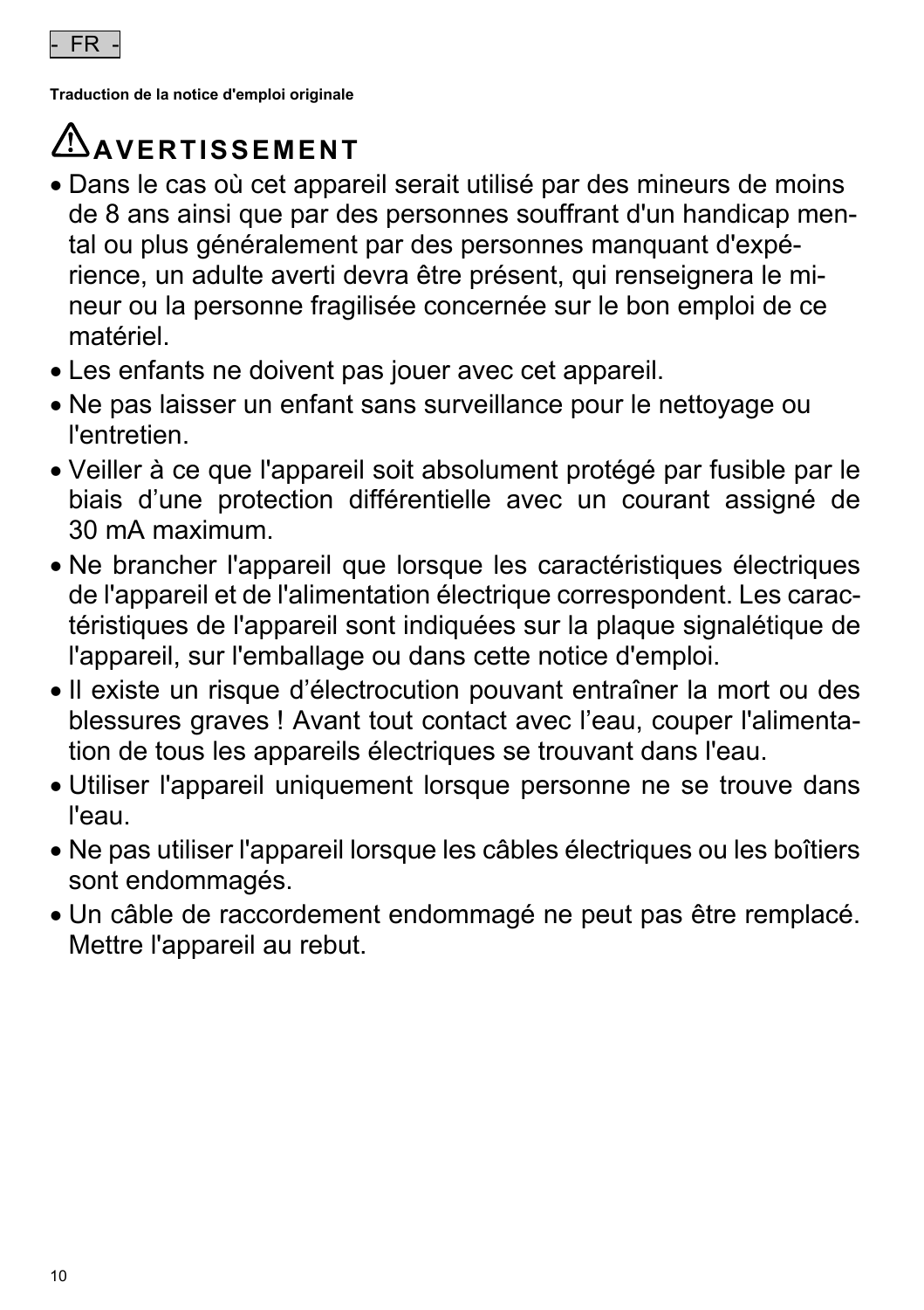- FR -

**Traduction de la notice d'emploi originale**

## ⚠AVERTISSEMENT

- Dans le cas où cet appareil serait utilisé par des mineurs de moins de 8 ans ainsi que par des personnes souffrant d'un handicap mental ou plus généralement par des personnes manquant d'expérience, un adulte averti devra être présent, qui renseignera le mineur ou la personne fragilisée concernée sur le bon emploi de ce matériel.
- Les enfants ne doivent pas jouer avec cet appareil.
- Ne pas laisser un enfant sans surveillance pour le nettoyage ou l'entretien.
- Veiller à ce que l'appareil soit absolument protégé par fusible par le biais d'une protection différentielle avec un courant assigné de 30 mA maximum.
- Ne brancher l'appareil que lorsque les caractéristiques électriques de l'appareil et de l'alimentation électrique correspondent. Les caractéristiques de l'appareil sont indiquées sur la plaque signalétique de l'appareil, sur l'emballage ou dans cette notice d'emploi.
- Il existe un risque d'électrocution pouvant entraîner la mort ou des blessures graves ! Avant tout contact avec l'eau, couper l'alimentation de tous les appareils électriques se trouvant dans l'eau.
- Utiliser l'appareil uniquement lorsque personne ne se trouve dans l'eau.
- Ne pas utiliser l'appareil lorsque les câbles électriques ou les boîtiers sont endommagés.
- Un câble de raccordement endommagé ne peut pas être remplacé. Mettre l'appareil au rebut.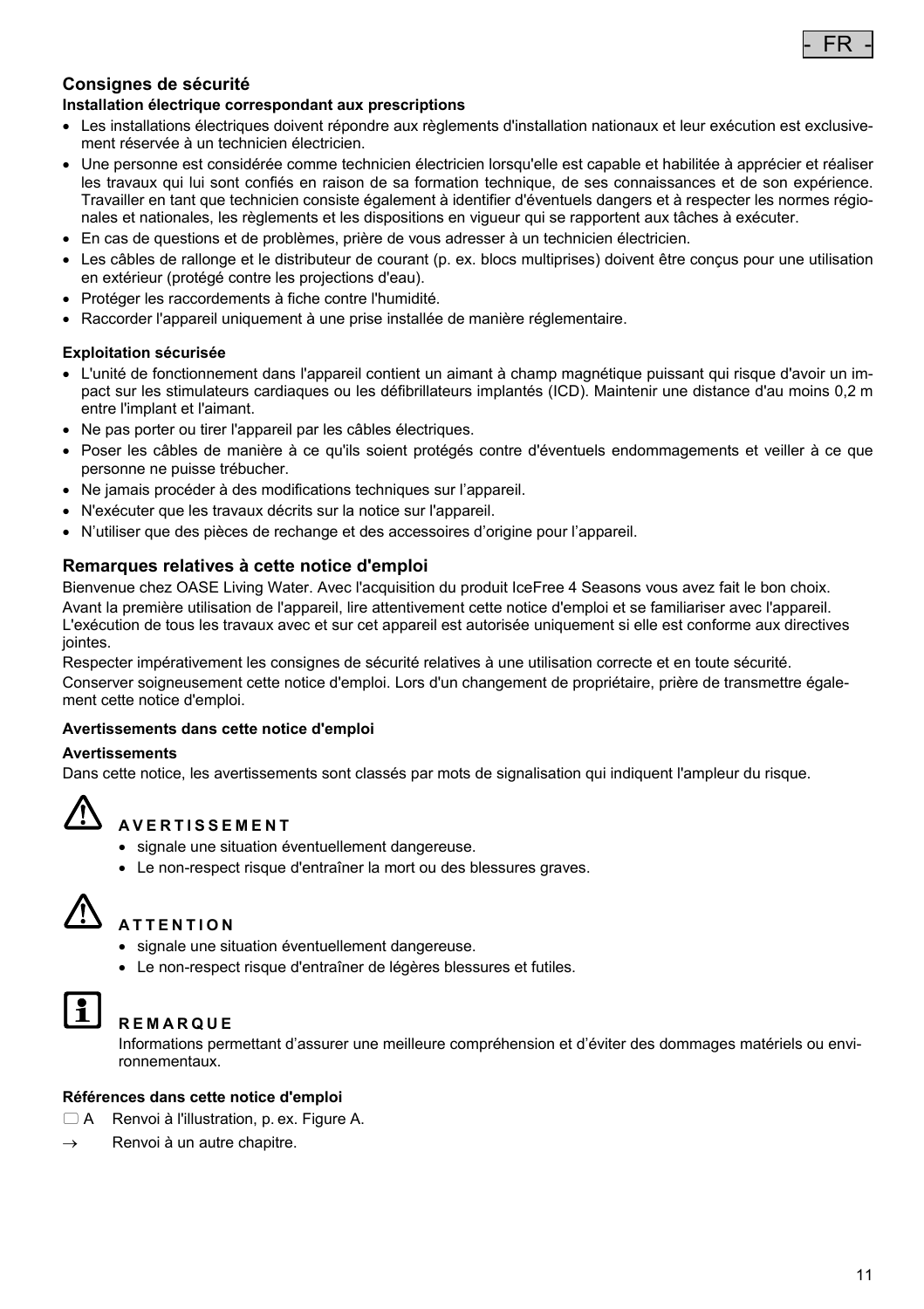## Consignes de sécurité

### Installation électrique correspondant aux prescriptions

- Les installations électriques doivent répondre aux règlements d'installation nationaux et leur exécution est exclusivement réservée à un technicien électricien.
- Une personne est considérée comme technicien électricien lorsqu'elle est capable et habilitée à apprécier et réaliser les travaux qui lui sont confiés en raison de sa formation technique, de ses connaissances et de son expérience. Travailler en tant que technicien consiste également à identifier d'éventuels dangers et à respecter les normes régionales et nationales, les règlements et les dispositions en vigueur qui se rapportent aux tâches à exécuter.
- En cas de questions et de problèmes, prière de vous adresser à un technicien électricien.
- Les câbles de rallonge et le distributeur de courant (p. ex. blocs multiprises) doivent être conçus pour une utilisation en extérieur (protégé contre les projections d'eau).
- Protéger les raccordements à fiche contre l'humidité.
- Raccorder l'appareil uniquement à une prise installée de manière réglementaire.

### Exploitation sécurisée

- L'unité de fonctionnement dans l'appareil contient un aimant à champ magnétique puissant qui risque d'avoir un impact sur les stimulateurs cardiaques ou les défibrillateurs implantés (ICD). Maintenir une distance d'au moins 0,2 m entre l'implant et l'aimant.
- Ne pas porter ou tirer l'appareil par les câbles électriques.
- Poser les câbles de manière à ce qu'ils soient protégés contre d'éventuels endommagements et veiller à ce que personne ne puisse trébucher.
- Ne jamais procéder à des modifications techniques sur l'appareil.
- N'exécuter que les travaux décrits sur la notice sur l'appareil.
- N'utiliser que des pièces de rechange et des accessoires d'origine pour l'appareil.

## Remarques relatives à cette notice d'emploi

Bienvenue chez OASE Living Water. Avec l'acquisition du produit IceFree 4 Seasons vous avez fait le bon choix.

Avant la première utilisation de l'appareil, lire attentivement cette notice d'emploi et se familiariser avec l'appareil. L'exécution de tous les travaux avec et sur cet appareil est autorisée uniquement si elle est conforme aux directives jointes.

Respecter impérativement les consignes de sécurité relatives à une utilisation correcte et en toute sécurité.

Conserver soigneusement cette notice d'emploi. Lors d'un changement de propriétaire, prière de transmettre également cette notice d'emploi.

### Avertissements dans cette notice d'emploi

**Avertissements**

Dans cette notice, les avertissements sont classés par mots de signalisation qui indiquent l'ampleur du risque.

**AVERTISSEMENT**

- signale une situation éventuellement dangereuse.
- Le non-respect risque d'entraîner la mort ou des blessures graves.

**ATTENTION**

- signale une situation éventuellement dangereuse.
- Le non-respect risque d'entraîner de légères blessures et futiles.

**REMARQUE**

Informations permettant d'assurer une meilleure compréhension et d'éviter des dommages matériels ou environnementaux.

### Références dans cette notice d'emploi

- ☐ A — Renvoi à l'illustration, p. ex. Figure A.
- → — Renvoi à un autre chapitre.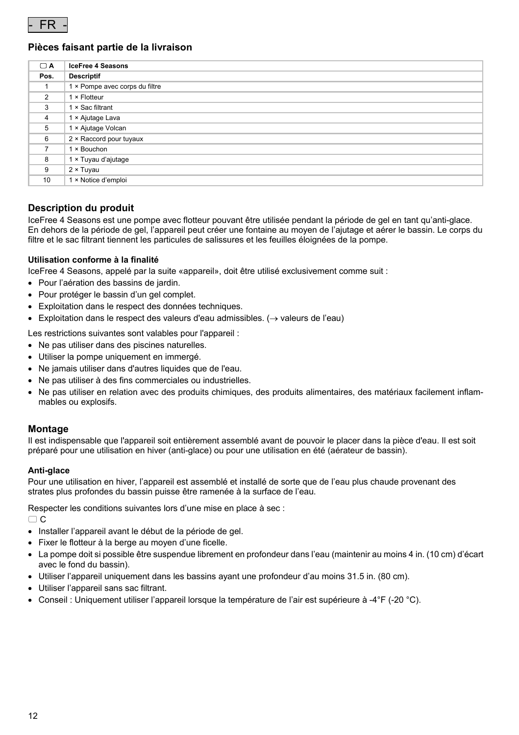- FR -

### Pièces faisant partie de la livraison

| ▢ A | IceFree 4 Seasons |
|---|---|
| **Pos.** | **Descriptif** |
| 1 | 1 × Pompe avec corps du filtre |
| 2 | 1 × Flotteur |
| 3 | 1 × Sac filtrant |
| 4 | 1 × Ajutage Lava |
| 5 | 1 × Ajutage Volcan |
| 6 | 2 × Raccord pour tuyaux |
| 7 | 1 × Bouchon |
| 8 | 1 × Tuyau d'ajutage |
| 9 | 2 × Tuyau |
| 10 | 1 × Notice d'emploi |

## Description du produit

IceFree 4 Seasons est une pompe avec flotteur pouvant être utilisée pendant la période de gel en tant qu'anti-glace. En dehors de la période de gel, l'appareil peut créer une fontaine au moyen de l'ajutage et aérer le bassin. Le corps du filtre et le sac filtrant tiennent les particules de salissures et les feuilles éloignées de la pompe.

#### Utilisation conforme à la finalité

IceFree 4 Seasons, appelé par la suite «appareil», doit être utilisé exclusivement comme suit :

- Pour l'aération des bassins de jardin.
- Pour protéger le bassin d'un gel complet.
- Exploitation dans le respect des données techniques.
- Exploitation dans le respect des valeurs d'eau admissibles. (→ valeurs de l'eau)

Les restrictions suivantes sont valables pour l'appareil :

- Ne pas utiliser dans des piscines naturelles.
- Utiliser la pompe uniquement en immergé.
- Ne jamais utiliser dans d'autres liquides que de l'eau.
- Ne pas utiliser à des fins commerciales ou industrielles.
- Ne pas utiliser en relation avec des produits chimiques, des produits alimentaires, des matériaux facilement inflammables ou explosifs.

## Montage

Il est indispensable que l'appareil soit entièrement assemblé avant de pouvoir le placer dans la pièce d'eau. Il est soit préparé pour une utilisation en hiver (anti-glace) ou pour une utilisation en été (aérateur de bassin).

#### Anti-glace

Pour une utilisation en hiver, l'appareil est assemblé et installé de sorte que de l'eau plus chaude provenant des strates plus profondes du bassin puisse être ramenée à la surface de l'eau.

Respecter les conditions suivantes lors d'une mise en place à sec :

▢ C

- Installer l'appareil avant le début de la période de gel.
- Fixer le flotteur à la berge au moyen d'une ficelle.
- La pompe doit si possible être suspendue librement en profondeur dans l'eau (maintenir au moins 4 in. (10 cm) d'écart avec le fond du bassin).
- Utiliser l'appareil uniquement dans les bassins ayant une profondeur d'au moins 31.5 in. (80 cm).
- Utiliser l'appareil sans sac filtrant.
- Conseil : Uniquement utiliser l'appareil lorsque la température de l'air est supérieure à -4°F (-20 °C).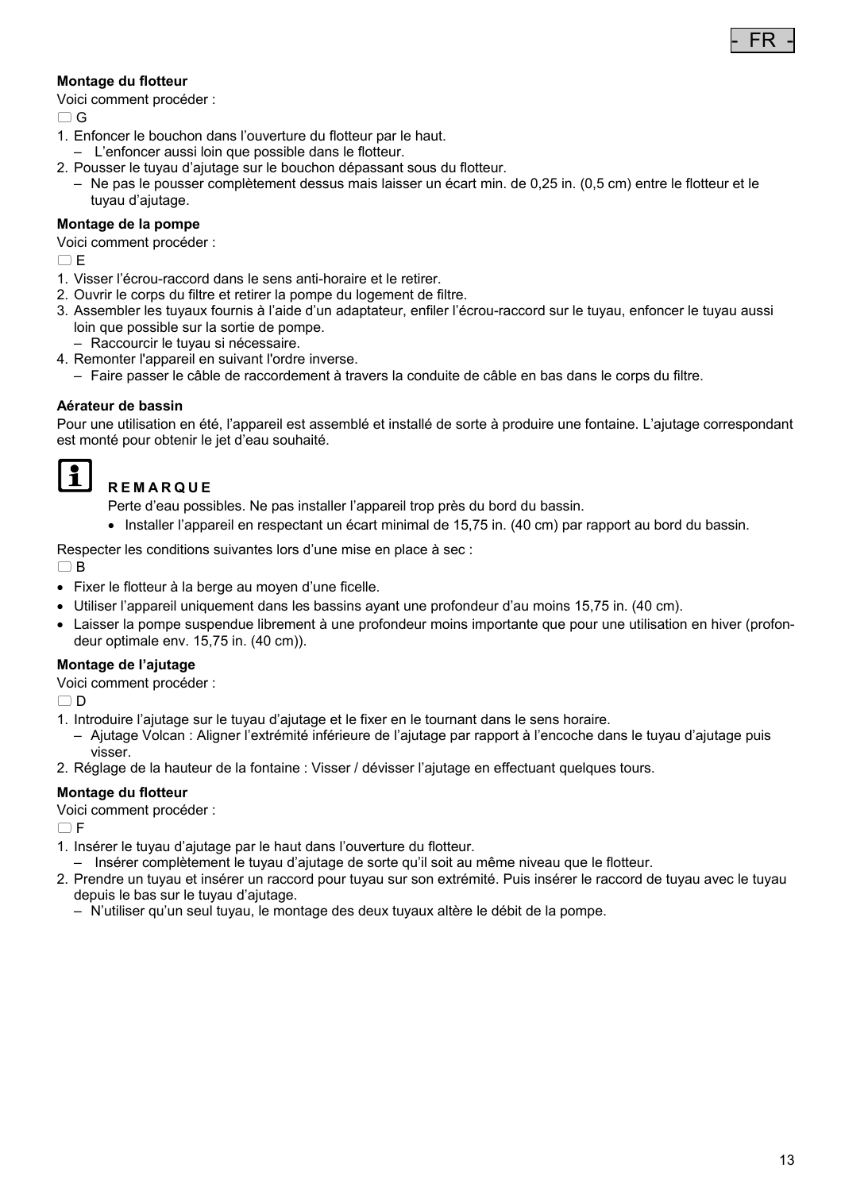**Montage du flotteur**

Voici comment procéder :

☐ G

1. Enfoncer le bouchon dans l'ouverture du flotteur par le haut.
   – L'enfoncer aussi loin que possible dans le flotteur.
2. Pousser le tuyau d'ajutage sur le bouchon dépassant sous du flotteur.
   – Ne pas le pousser complètement dessus mais laisser un écart min. de 0,25 in. (0,5 cm) entre le flotteur et le tuyau d'ajutage.

**Montage de la pompe**

Voici comment procéder :

☐ E

1. Visser l'écrou-raccord dans le sens anti-horaire et le retirer.
2. Ouvrir le corps du filtre et retirer la pompe du logement de filtre.
3. Assembler les tuyaux fournis à l'aide d'un adaptateur, enfiler l'écrou-raccord sur le tuyau, enfoncer le tuyau aussi loin que possible sur la sortie de pompe.
   – Raccourcir le tuyau si nécessaire.
4. Remonter l'appareil en suivant l'ordre inverse.
   – Faire passer le câble de raccordement à travers la conduite de câble en bas dans le corps du filtre.

**Aérateur de bassin**

Pour une utilisation en été, l'appareil est assemblé et installé de sorte à produire une fontaine. L'ajutage correspondant est monté pour obtenir le jet d'eau souhaité.

**REMARQUE**

Perte d'eau possibles. Ne pas installer l'appareil trop près du bord du bassin.

- Installer l'appareil en respectant un écart minimal de 15,75 in. (40 cm) par rapport au bord du bassin.

Respecter les conditions suivantes lors d'une mise en place à sec :

☐ B

- Fixer le flotteur à la berge au moyen d'une ficelle.
- Utiliser l'appareil uniquement dans les bassins ayant une profondeur d'au moins 15,75 in. (40 cm).
- Laisser la pompe suspendue librement à une profondeur moins importante que pour une utilisation en hiver (profondeur optimale env. 15,75 in. (40 cm)).

**Montage de l'ajutage**

Voici comment procéder :

☐ D

1. Introduire l'ajutage sur le tuyau d'ajutage et le fixer en le tournant dans le sens horaire.
   – Ajutage Volcan : Aligner l'extrémité inférieure de l'ajutage par rapport à l'encoche dans le tuyau d'ajutage puis visser.
2. Réglage de la hauteur de la fontaine : Visser / dévisser l'ajutage en effectuant quelques tours.

**Montage du flotteur**

Voici comment procéder :

☐ F

1. Insérer le tuyau d'ajutage par le haut dans l'ouverture du flotteur.
   – Insérer complètement le tuyau d'ajutage de sorte qu'il soit au même niveau que le flotteur.
2. Prendre un tuyau et insérer un raccord pour tuyau sur son extrémité. Puis insérer le raccord de tuyau avec le tuyau depuis le bas sur le tuyau d'ajutage.
   – N'utiliser qu'un seul tuyau, le montage des deux tuyaux altère le débit de la pompe.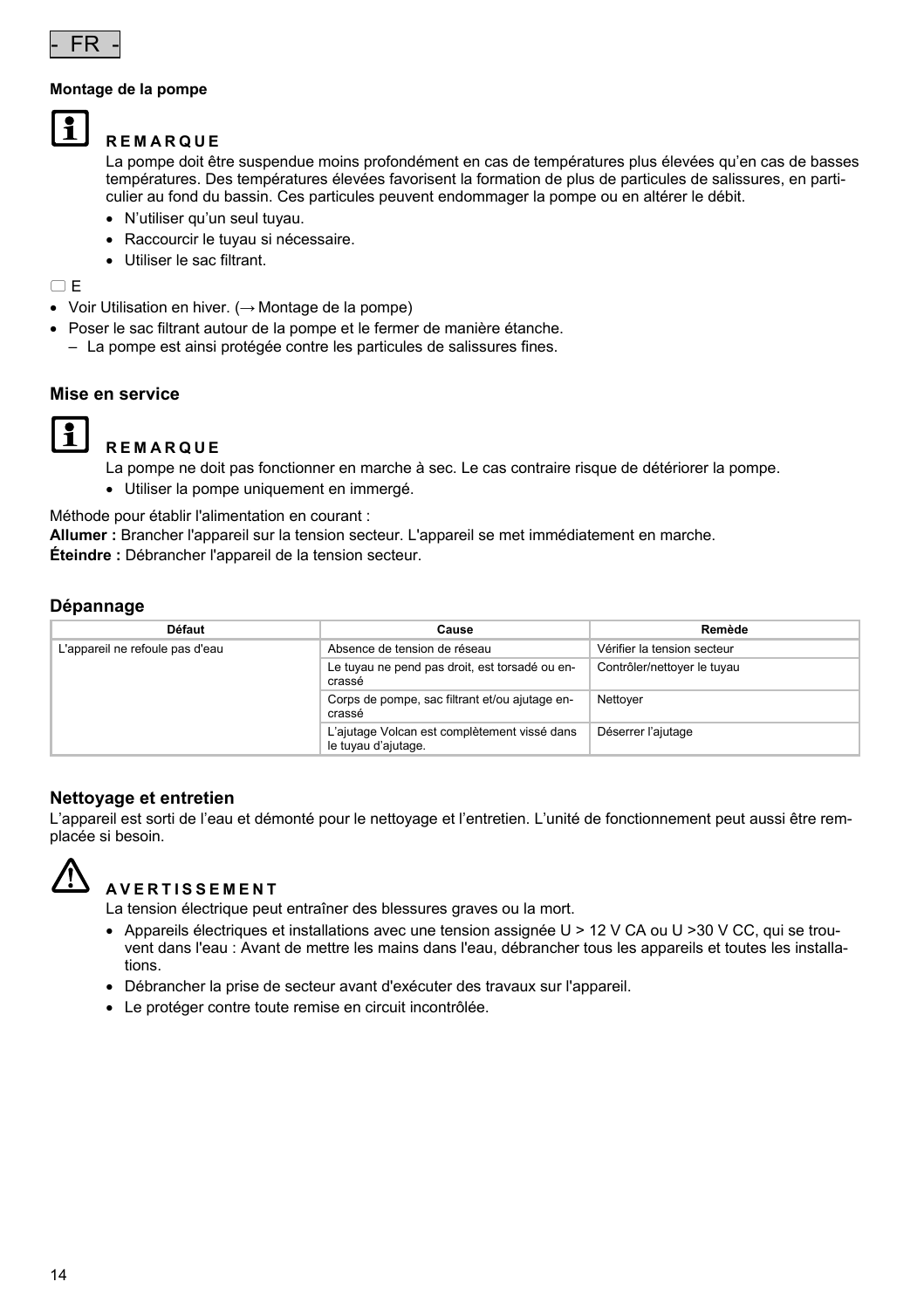- FR -

**Montage de la pompe**

**REMARQUE**

La pompe doit être suspendue moins profondément en cas de températures plus élevées qu'en cas de basses températures. Des températures élevées favorisent la formation de plus de particules de salissures, en particulier au fond du bassin. Ces particules peuvent endommager la pompe ou en altérer le débit.

- N'utiliser qu'un seul tuyau.
- Raccourcir le tuyau si nécessaire.
- Utiliser le sac filtrant.

▢ E

- Voir Utilisation en hiver. (→ Montage de la pompe)
- Poser le sac filtrant autour de la pompe et le fermer de manière étanche.
  – La pompe est ainsi protégée contre les particules de salissures fines.

## Mise en service

**REMARQUE**

La pompe ne doit pas fonctionner en marche à sec. Le cas contraire risque de détériorer la pompe.

- Utiliser la pompe uniquement en immergé.

Méthode pour établir l'alimentation en courant :

**Allumer :** Brancher l'appareil sur la tension secteur. L'appareil se met immédiatement en marche.

**Éteindre :** Débrancher l'appareil de la tension secteur.

## Dépannage

| Défaut | Cause | Remède |
|---|---|---|
| L'appareil ne refoule pas d'eau | Absence de tension de réseau | Vérifier la tension secteur |
| | Le tuyau ne pend pas droit, est torsadé ou encrassé | Contrôler/nettoyer le tuyau |
| | Corps de pompe, sac filtrant et/ou ajutage encrassé | Nettoyer |
| | L'ajutage Volcan est complètement vissé dans le tuyau d'ajutage. | Déserrer l'ajutage |

## Nettoyage et entretien

L'appareil est sorti de l'eau et démonté pour le nettoyage et l'entretien. L'unité de fonctionnement peut aussi être remplacée si besoin.

**AVERTISSEMENT**

La tension électrique peut entraîner des blessures graves ou la mort.

- Appareils électriques et installations avec une tension assignée U > 12 V CA ou U >30 V CC, qui se trouvent dans l'eau : Avant de mettre les mains dans l'eau, débrancher tous les appareils et toutes les installations.
- Débrancher la prise de secteur avant d'exécuter des travaux sur l'appareil.
- Le protéger contre toute remise en circuit incontrôlée.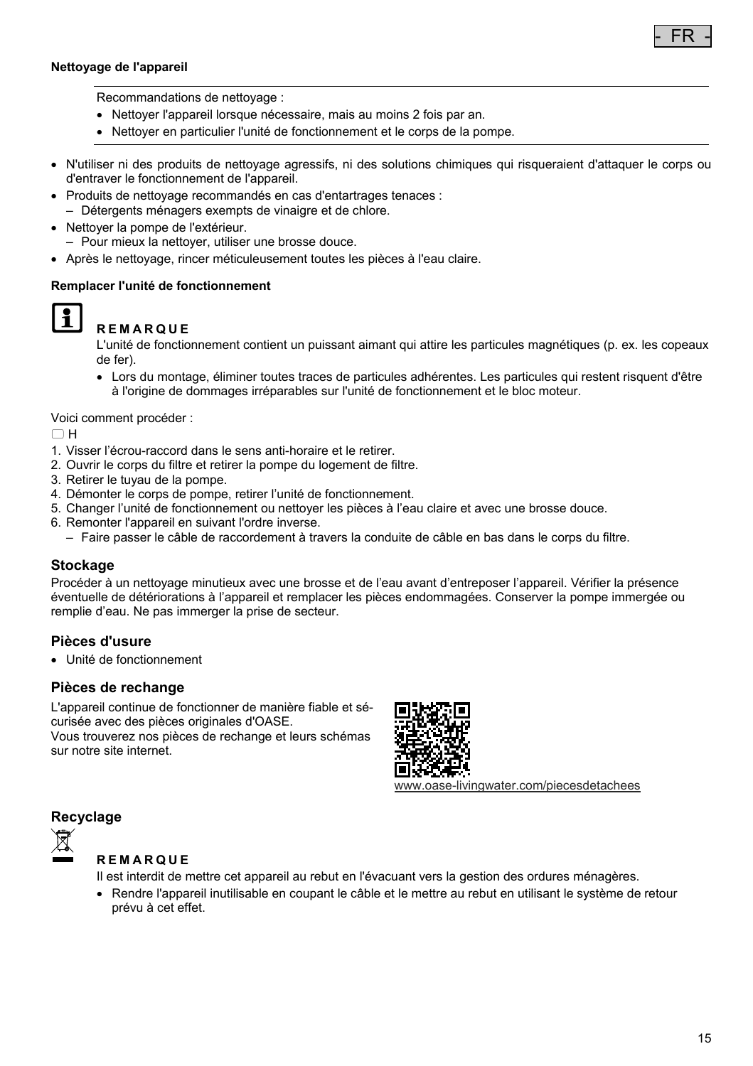#### Nettoyage de l'appareil

Recommandations de nettoyage :

- Nettoyer l'appareil lorsque nécessaire, mais au moins 2 fois par an.
- Nettoyer en particulier l'unité de fonctionnement et le corps de la pompe.

---

- N'utiliser ni des produits de nettoyage agressifs, ni des solutions chimiques qui risqueraient d'attaquer le corps ou d'entraver le fonctionnement de l'appareil.
- Produits de nettoyage recommandés en cas d'entartrages tenaces :
  - Détergents ménagers exempts de vinaigre et de chlore.
- Nettoyer la pompe de l'extérieur.
  - Pour mieux la nettoyer, utiliser une brosse douce.
- Après le nettoyage, rincer méticuleusement toutes les pièces à l'eau claire.

#### Remplacer l'unité de fonctionnement

**REMARQUE**

L'unité de fonctionnement contient un puissant aimant qui attire les particules magnétiques (p. ex. les copeaux de fer).

- Lors du montage, éliminer toutes traces de particules adhérentes. Les particules qui restent risquent d'être à l'origine de dommages irréparables sur l'unité de fonctionnement et le bloc moteur.

Voici comment procéder :

☐ H

1. Visser l'écrou-raccord dans le sens anti-horaire et le retirer.
2. Ouvrir le corps du filtre et retirer la pompe du logement de filtre.
3. Retirer le tuyau de la pompe.
4. Démonter le corps de pompe, retirer l'unité de fonctionnement.
5. Changer l'unité de fonctionnement ou nettoyer les pièces à l'eau claire et avec une brosse douce.
6. Remonter l'appareil en suivant l'ordre inverse.
   - Faire passer le câble de raccordement à travers la conduite de câble en bas dans le corps du filtre.

### Stockage

Procéder à un nettoyage minutieux avec une brosse et de l'eau avant d'entreposer l'appareil. Vérifier la présence éventuelle de détériorations à l'appareil et remplacer les pièces endommagées. Conserver la pompe immergée ou remplie d'eau. Ne pas immerger la prise de secteur.

### Pièces d'usure

- Unité de fonctionnement

### Pièces de rechange

L'appareil continue de fonctionner de manière fiable et sécurisée avec des pièces originales d'OASE.
Vous trouverez nos pièces de rechange et leurs schémas sur notre site internet.

www.oase-livingwater.com/piecesdetachees

### Recyclage

**REMARQUE**

Il est interdit de mettre cet appareil au rebut en l'évacuant vers la gestion des ordures ménagères.

- Rendre l'appareil inutilisable en coupant le câble et le mettre au rebut en utilisant le système de retour prévu à cet effet.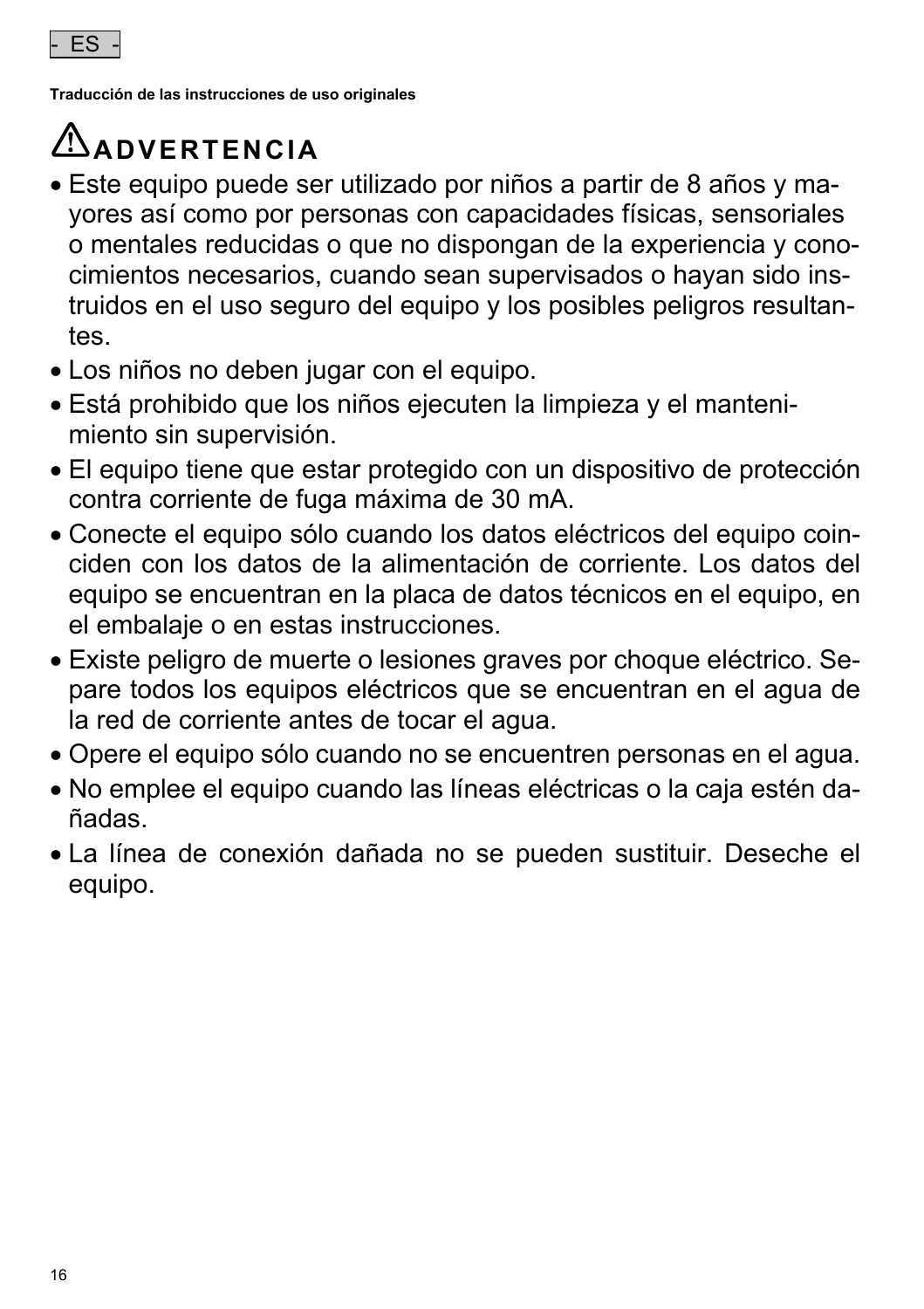- ES -

**Traducción de las instrucciones de uso originales**

# ⚠ADVERTENCIA

- Este equipo puede ser utilizado por niños a partir de 8 años y mayores así como por personas con capacidades físicas, sensoriales o mentales reducidas o que no dispongan de la experiencia y conocimientos necesarios, cuando sean supervisados o hayan sido instruidos en el uso seguro del equipo y los posibles peligros resultantes.
- Los niños no deben jugar con el equipo.
- Está prohibido que los niños ejecuten la limpieza y el mantenimiento sin supervisión.
- El equipo tiene que estar protegido con un dispositivo de protección contra corriente de fuga máxima de 30 mA.
- Conecte el equipo sólo cuando los datos eléctricos del equipo coinciden con los datos de la alimentación de corriente. Los datos del equipo se encuentran en la placa de datos técnicos en el equipo, en el embalaje o en estas instrucciones.
- Existe peligro de muerte o lesiones graves por choque eléctrico. Separe todos los equipos eléctricos que se encuentran en el agua de la red de corriente antes de tocar el agua.
- Opere el equipo sólo cuando no se encuentren personas en el agua.
- No emplee el equipo cuando las líneas eléctricas o la caja estén dañadas.
- La línea de conexión dañada no se pueden sustituir. Deseche el equipo.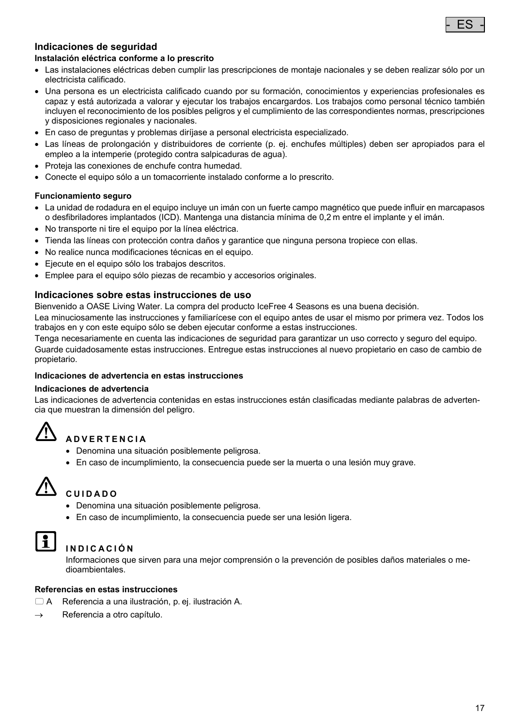## Indicaciones de seguridad

**Instalación eléctrica conforme a lo prescrito**

- Las instalaciones eléctricas deben cumplir las prescripciones de montaje nacionales y se deben realizar sólo por un electricista calificado.
- Una persona es un electricista calificado cuando por su formación, conocimientos y experiencias profesionales es capaz y está autorizada a valorar y ejecutar los trabajos encargardos. Los trabajos como personal técnico también incluyen el reconocimiento de los posibles peligros y el cumplimiento de las correspondientes normas, prescripciones y disposiciones regionales y nacionales.
- En caso de preguntas y problemas diríjase a personal electricista especializado.
- Las líneas de prolongación y distribuidores de corriente (p. ej. enchufes múltiples) deben ser apropiados para el empleo a la intemperie (protegido contra salpicaduras de agua).
- Proteja las conexiones de enchufe contra humedad.
- Conecte el equipo sólo a un tomacorriente instalado conforme a lo prescrito.

**Funcionamiento seguro**

- La unidad de rodadura en el equipo incluye un imán con un fuerte campo magnético que puede influir en marcapasos o desfibriladores implantados (ICD). Mantenga una distancia mínima de 0,2 m entre el implante y el imán.
- No transporte ni tire el equipo por la línea eléctrica.
- Tienda las líneas con protección contra daños y garantice que ninguna persona tropiece con ellas.
- No realice nunca modificaciones técnicas en el equipo.
- Ejecute en el equipo sólo los trabajos descritos.
- Emplee para el equipo sólo piezas de recambio y accesorios originales.

## Indicaciones sobre estas instrucciones de uso

Bienvenido a OASE Living Water. La compra del producto IceFree 4 Seasons es una buena decisión.

Lea minuciosamente las instrucciones y familiarícese con el equipo antes de usar el mismo por primera vez. Todos los trabajos en y con este equipo sólo se deben ejecutar conforme a estas instrucciones.

Tenga necesariamente en cuenta las indicaciones de seguridad para garantizar un uso correcto y seguro del equipo.

Guarde cuidadosamente estas instrucciones. Entregue estas instrucciones al nuevo propietario en caso de cambio de propietario.

**Indicaciones de advertencia en estas instrucciones**

**Indicaciones de advertencia**

Las indicaciones de advertencia contenidas en estas instrucciones están clasificadas mediante palabras de advertencia que muestran la dimensión del peligro.

**ADVERTENCIA**

- Denomina una situación posiblemente peligrosa.
- En caso de incumplimiento, la consecuencia puede ser la muerta o una lesión muy grave.

**CUIDADO**

- Denomina una situación posiblemente peligrosa.
- En caso de incumplimiento, la consecuencia puede ser una lesión ligera.

**INDICACIÓN**

Informaciones que sirven para una mejor comprensión o la prevención de posibles daños materiales o medioambientales.

**Referencias en estas instrucciones**

- ▢ A Referencia a una ilustración, p. ej. ilustración A.
- → Referencia a otro capítulo.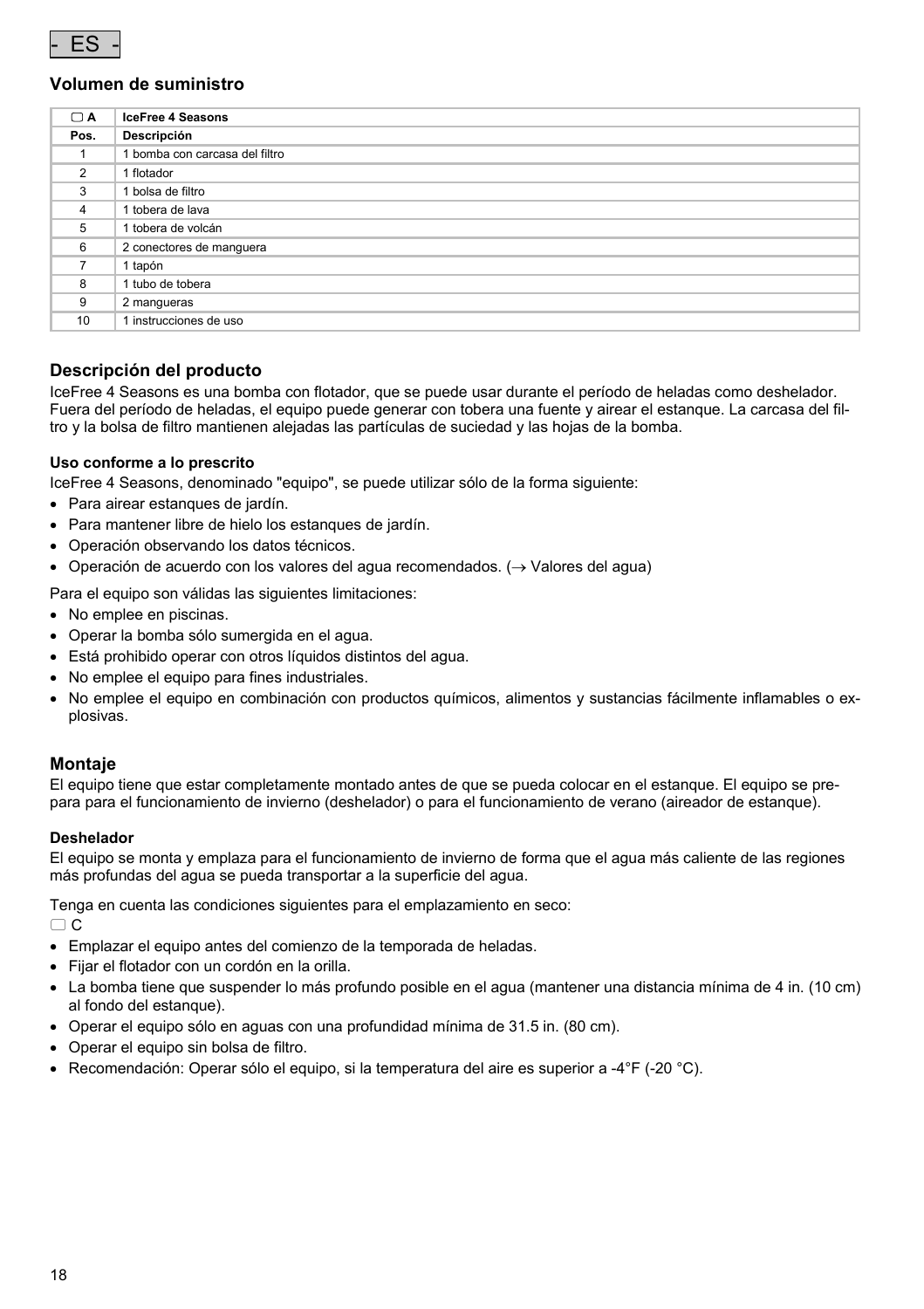- ES -

## Volumen de suministro

| ▢ A | IceFree 4 Seasons |
|---|---|
| Pos. | Descripción |
| 1 | 1 bomba con carcasa del filtro |
| 2 | 1 flotador |
| 3 | 1 bolsa de filtro |
| 4 | 1 tobera de lava |
| 5 | 1 tobera de volcán |
| 6 | 2 conectores de manguera |
| 7 | 1 tapón |
| 8 | 1 tubo de tobera |
| 9 | 2 mangueras |
| 10 | 1 instrucciones de uso |

## Descripción del producto

IceFree 4 Seasons es una bomba con flotador, que se puede usar durante el período de heladas como deshelador. Fuera del período de heladas, el equipo puede generar con tobera una fuente y airear el estanque. La carcasa del filtro y la bolsa de filtro mantienen alejadas las partículas de suciedad y las hojas de la bomba.

### Uso conforme a lo prescrito

IceFree 4 Seasons, denominado "equipo", se puede utilizar sólo de la forma siguiente:

- Para airear estanques de jardín.
- Para mantener libre de hielo los estanques de jardín.
- Operación observando los datos técnicos.
- Operación de acuerdo con los valores del agua recomendados. (→ Valores del agua)

Para el equipo son válidas las siguientes limitaciones:

- No emplee en piscinas.
- Operar la bomba sólo sumergida en el agua.
- Está prohibido operar con otros líquidos distintos del agua.
- No emplee el equipo para fines industriales.
- No emplee el equipo en combinación con productos químicos, alimentos y sustancias fácilmente inflamables o explosivas.

## Montaje

El equipo tiene que estar completamente montado antes de que se pueda colocar en el estanque. El equipo se prepara para el funcionamiento de invierno (deshelador) o para el funcionamiento de verano (aireador de estanque).

### Deshelador

El equipo se monta y emplaza para el funcionamiento de invierno de forma que el agua más caliente de las regiones más profundas del agua se pueda transportar a la superficie del agua.

Tenga en cuenta las condiciones siguientes para el emplazamiento en seco:

▢ C

- Emplazar el equipo antes del comienzo de la temporada de heladas.
- Fijar el flotador con un cordón en la orilla.
- La bomba tiene que suspender lo más profundo posible en el agua (mantener una distancia mínima de 4 in. (10 cm) al fondo del estanque).
- Operar el equipo sólo en aguas con una profundidad mínima de 31.5 in. (80 cm).
- Operar el equipo sin bolsa de filtro.
- Recomendación: Operar sólo el equipo, si la temperatura del aire es superior a -4°F (-20 °C).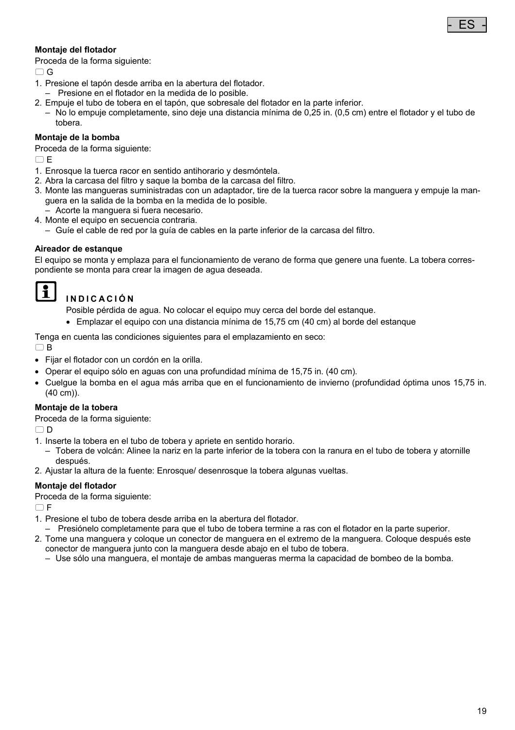**Montaje del flotador**

Proceda de la forma siguiente:

☐ G

1. Presione el tapón desde arriba en la abertura del flotador.
   – Presione en el flotador en la medida de lo posible.
2. Empuje el tubo de tobera en el tapón, que sobresale del flotador en la parte inferior.
   – No lo empuje completamente, sino deje una distancia mínima de 0,25 in. (0,5 cm) entre el flotador y el tubo de tobera.

**Montaje de la bomba**

Proceda de la forma siguiente:

☐ E

1. Enrosque la tuerca racor en sentido antihorario y desmóntela.
2. Abra la carcasa del filtro y saque la bomba de la carcasa del filtro.
3. Monte las mangueras suministradas con un adaptador, tire de la tuerca racor sobre la manguera y empuje la manguera en la salida de la bomba en la medida de lo posible.
   – Acorte la manguera si fuera necesario.
4. Monte el equipo en secuencia contraria.
   – Guíe el cable de red por la guía de cables en la parte inferior de la carcasa del filtro.

**Aireador de estanque**

El equipo se monta y emplaza para el funcionamiento de verano de forma que genere una fuente. La tobera correspondiente se monta para crear la imagen de agua deseada.

**INDICACIÓN**

Posible pérdida de agua. No colocar el equipo muy cerca del borde del estanque.

- Emplazar el equipo con una distancia mínima de 15,75 cm (40 cm) al borde del estanque

Tenga en cuenta las condiciones siguientes para el emplazamiento en seco:

☐ B

- Fijar el flotador con un cordón en la orilla.
- Operar el equipo sólo en aguas con una profundidad mínima de 15,75 in. (40 cm).
- Cuelgue la bomba en el agua más arriba que en el funcionamiento de invierno (profundidad óptima unos 15,75 in. (40 cm)).

**Montaje de la tobera**

Proceda de la forma siguiente:

☐ D

1. Inserte la tobera en el tubo de tobera y apriete en sentido horario.
   – Tobera de volcán: Alinee la nariz en la parte inferior de la tobera con la ranura en el tubo de tobera y atornille después.
2. Ajustar la altura de la fuente: Enrosque/ desenrosque la tobera algunas vueltas.

**Montaje del flotador**

Proceda de la forma siguiente:

☐ F

1. Presione el tubo de tobera desde arriba en la abertura del flotador.
   – Presiónelo completamente para que el tubo de tobera termine a ras con el flotador en la parte superior.
2. Tome una manguera y coloque un conector de manguera en el extremo de la manguera. Coloque después este conector de manguera junto con la manguera desde abajo en el tubo de tobera.
   – Use sólo una manguera, el montaje de ambas mangueras merma la capacidad de bombeo de la bomba.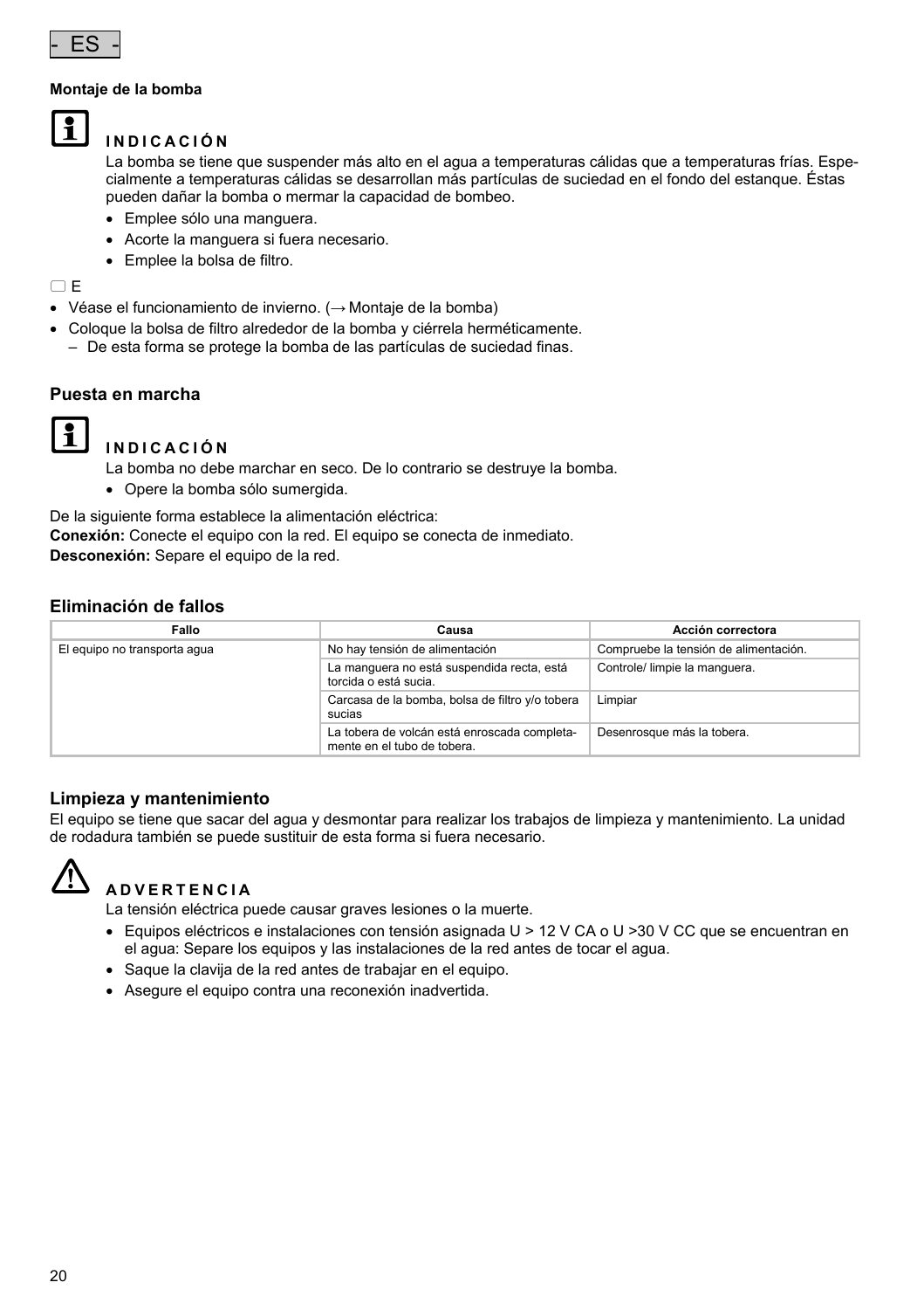- ES -

**Montaje de la bomba**

**INDICACIÓN**

La bomba se tiene que suspender más alto en el agua a temperaturas cálidas que a temperaturas frías. Especialmente a temperaturas cálidas se desarrollan más partículas de suciedad en el fondo del estanque. Éstas pueden dañar la bomba o mermar la capacidad de bombeo.

- Emplee sólo una manguera.
- Acorte la manguera si fuera necesario.
- Emplee la bolsa de filtro.

☐ E

- Véase el funcionamiento de invierno. (→ Montaje de la bomba)
- Coloque la bolsa de filtro alrededor de la bomba y ciérrela herméticamente.
  - De esta forma se protege la bomba de las partículas de suciedad finas.

## Puesta en marcha

**INDICACIÓN**

La bomba no debe marchar en seco. De lo contrario se destruye la bomba.

- Opere la bomba sólo sumergida.

De la siguiente forma establece la alimentación eléctrica:
**Conexión:** Conecte el equipo con la red. El equipo se conecta de inmediato.
**Desconexión:** Separe el equipo de la red.

## Eliminación de fallos

| Fallo | Causa | Acción correctora |
|---|---|---|
| El equipo no transporta agua | No hay tensión de alimentación | Compruebe la tensión de alimentación. |
| | La manguera no está suspendida recta, está torcida o está sucia. | Controle/ limpie la manguera. |
| | Carcasa de la bomba, bolsa de filtro y/o tobera sucias | Limpiar |
| | La tobera de volcán está enroscada completamente en el tubo de tobera. | Desenrosque más la tobera. |

## Limpieza y mantenimiento

El equipo se tiene que sacar del agua y desmontar para realizar los trabajos de limpieza y mantenimiento. La unidad de rodadura también se puede sustituir de esta forma si fuera necesario.

**ADVERTENCIA**

La tensión eléctrica puede causar graves lesiones o la muerte.

- Equipos eléctricos e instalaciones con tensión asignada U > 12 V CA o U >30 V CC que se encuentran en el agua: Separe los equipos y las instalaciones de la red antes de tocar el agua.
- Saque la clavija de la red antes de trabajar en el equipo.
- Asegure el equipo contra una reconexión inadvertida.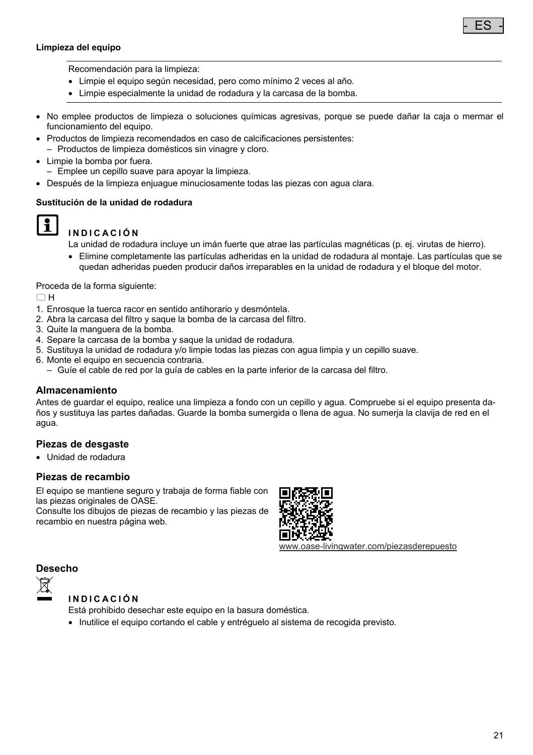**Limpieza del equipo**

Recomendación para la limpieza:

- Limpie el equipo según necesidad, pero como mínimo 2 veces al año.
- Limpie especialmente la unidad de rodadura y la carcasa de la bomba.

- No emplee productos de limpieza o soluciones químicas agresivas, porque se puede dañar la caja o mermar el funcionamiento del equipo.
- Productos de limpieza recomendados en caso de calcificaciones persistentes:
  – Productos de limpieza domésticos sin vinagre y cloro.
- Limpie la bomba por fuera.
  – Emplee un cepillo suave para apoyar la limpieza.
- Después de la limpieza enjuague minuciosamente todas las piezas con agua clara.

**Sustitución de la unidad de rodadura**

**I N D I C A C I Ó N**

La unidad de rodadura incluye un imán fuerte que atrae las partículas magnéticas (p. ej. virutas de hierro).

- Elimine completamente las partículas adheridas en la unidad de rodadura al montaje. Las partículas que se quedan adheridas pueden producir daños irreparables en la unidad de rodadura y el bloque del motor.

Proceda de la forma siguiente:

H

1. Enrosque la tuerca racor en sentido antihorario y desmóntela.
2. Abra la carcasa del filtro y saque la bomba de la carcasa del filtro.
3. Quite la manguera de la bomba.
4. Separe la carcasa de la bomba y saque la unidad de rodadura.
5. Sustituya la unidad de rodadura y/o limpie todas las piezas con agua limpia y un cepillo suave.
6. Monte el equipo en secuencia contraria.
   – Guíe el cable de red por la guía de cables en la parte inferior de la carcasa del filtro.

## Almacenamiento

Antes de guardar el equipo, realice una limpieza a fondo con un cepillo y agua. Compruebe si el equipo presenta daños y sustituya las partes dañadas. Guarde la bomba sumergida o llena de agua. No sumerja la clavija de red en el agua.

## Piezas de desgaste

- Unidad de rodadura

## Piezas de recambio

El equipo se mantiene seguro y trabaja de forma fiable con las piezas originales de OASE.
Consulte los dibujos de piezas de recambio y las piezas de recambio en nuestra página web.

www.oase-livingwater.com/piezasderepuesto

## Desecho

**I N D I C A C I Ó N**

Está prohibido desechar este equipo en la basura doméstica.

- Inutilice el equipo cortando el cable y entréguelo al sistema de recogida previsto.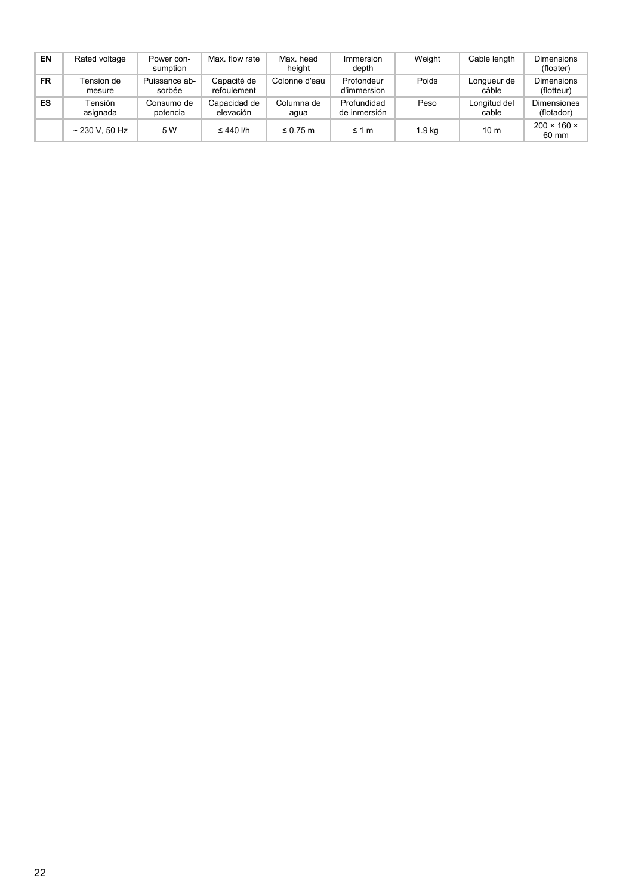| EN | Rated voltage | Power consumption | Max. flow rate | Max. head height | Immersion depth | Weight | Cable length | Dimensions (floater) |
|---|---|---|---|---|---|---|---|---|
| FR | Tension de mesure | Puissance absorbée | Capacité de refoulement | Colonne d'eau | Profondeur d'immersion | Poids | Longueur de câble | Dimensions (flotteur) |
| ES | Tensión asignada | Consumo de potencia | Capacidad de elevación | Columna de agua | Profundidad de inmersión | Peso | Longitud del cable | Dimensiones (flotador) |
| | ~ 230 V, 50 Hz | 5 W | ≤ 440 l/h | ≤ 0.75 m | ≤ 1 m | 1.9 kg | 10 m | 200 × 160 × 60 mm |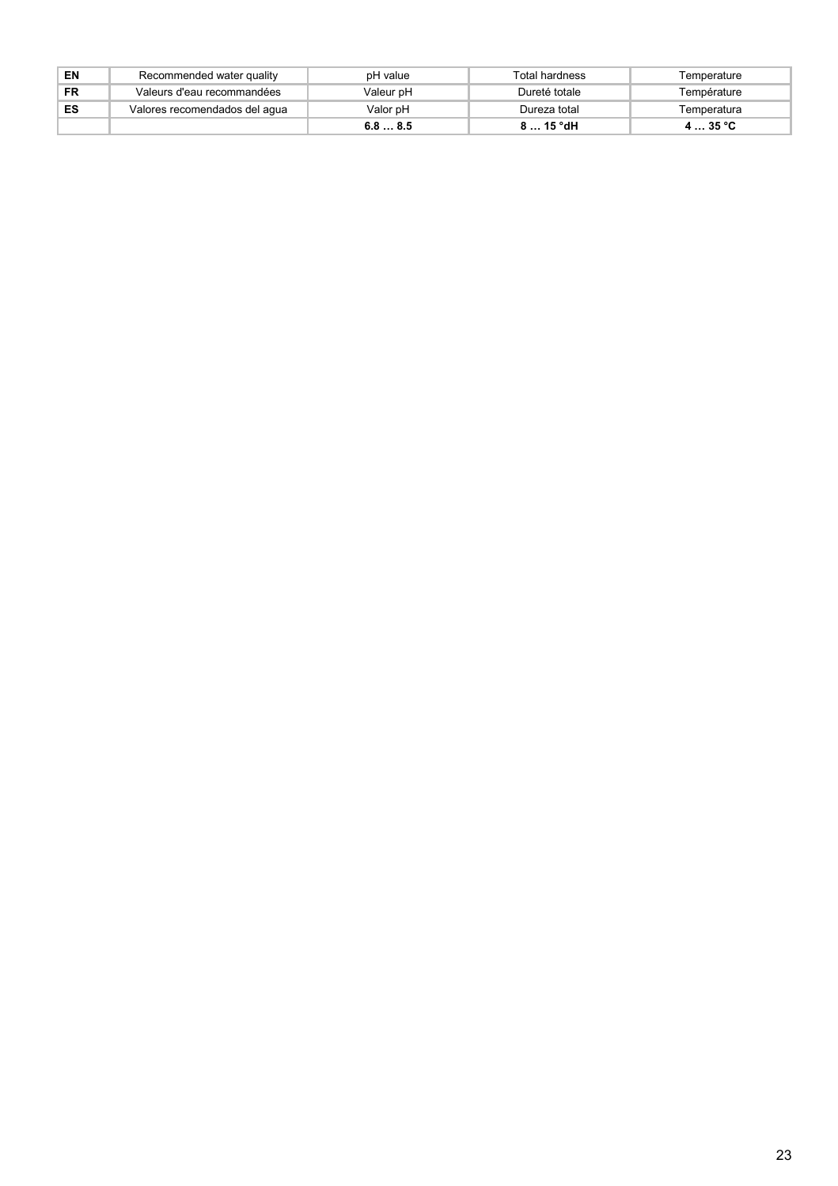| EN | Recommended water quality | pH value | Total hardness | Temperature |
|---|---|---|---|---|
| **FR** | Valeurs d'eau recommandées | Valeur pH | Dureté totale | Température |
| **ES** | Valores recomendados del agua | Valor pH | Dureza total | Temperatura |
| | | **6.8 … 8.5** | **8 … 15 °dH** | **4 … 35 °C** |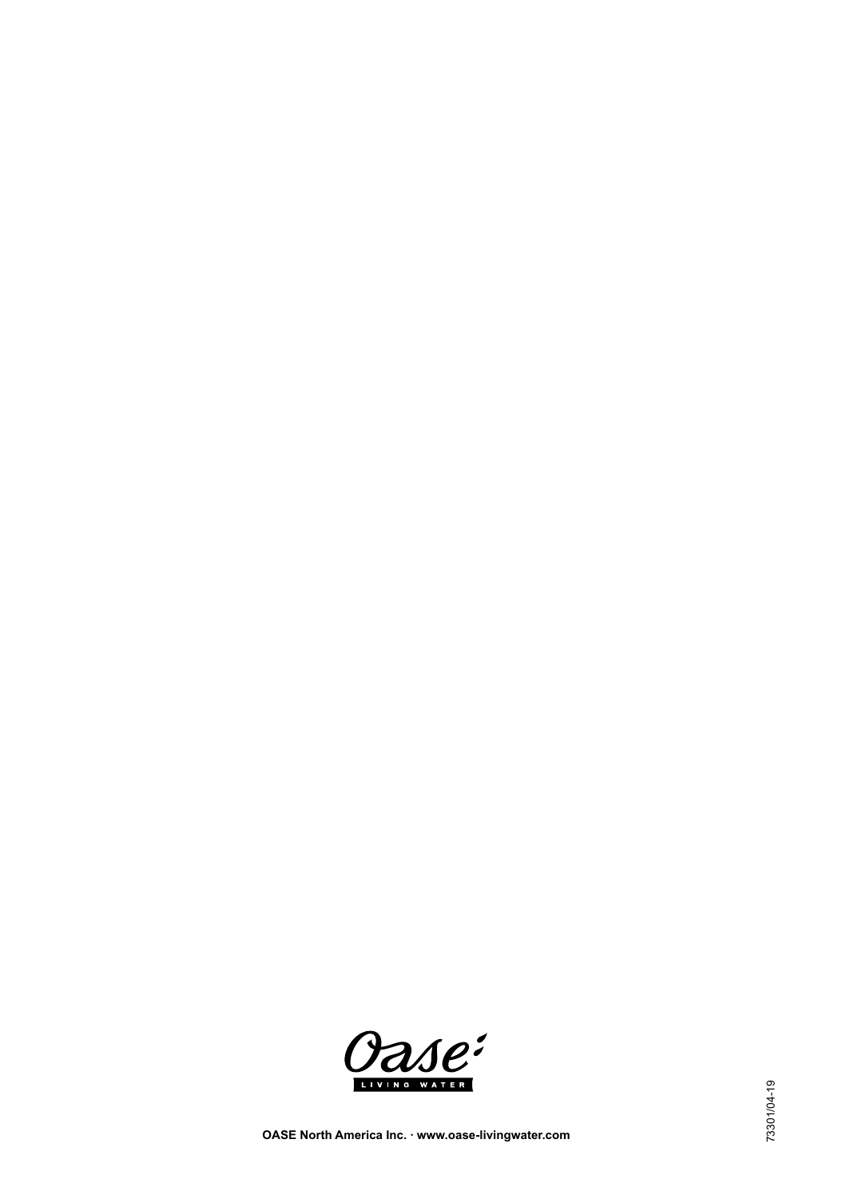Oase

LIVING WATER

**OASE North America Inc. · www.oase-livingwater.com**

73301/04-19